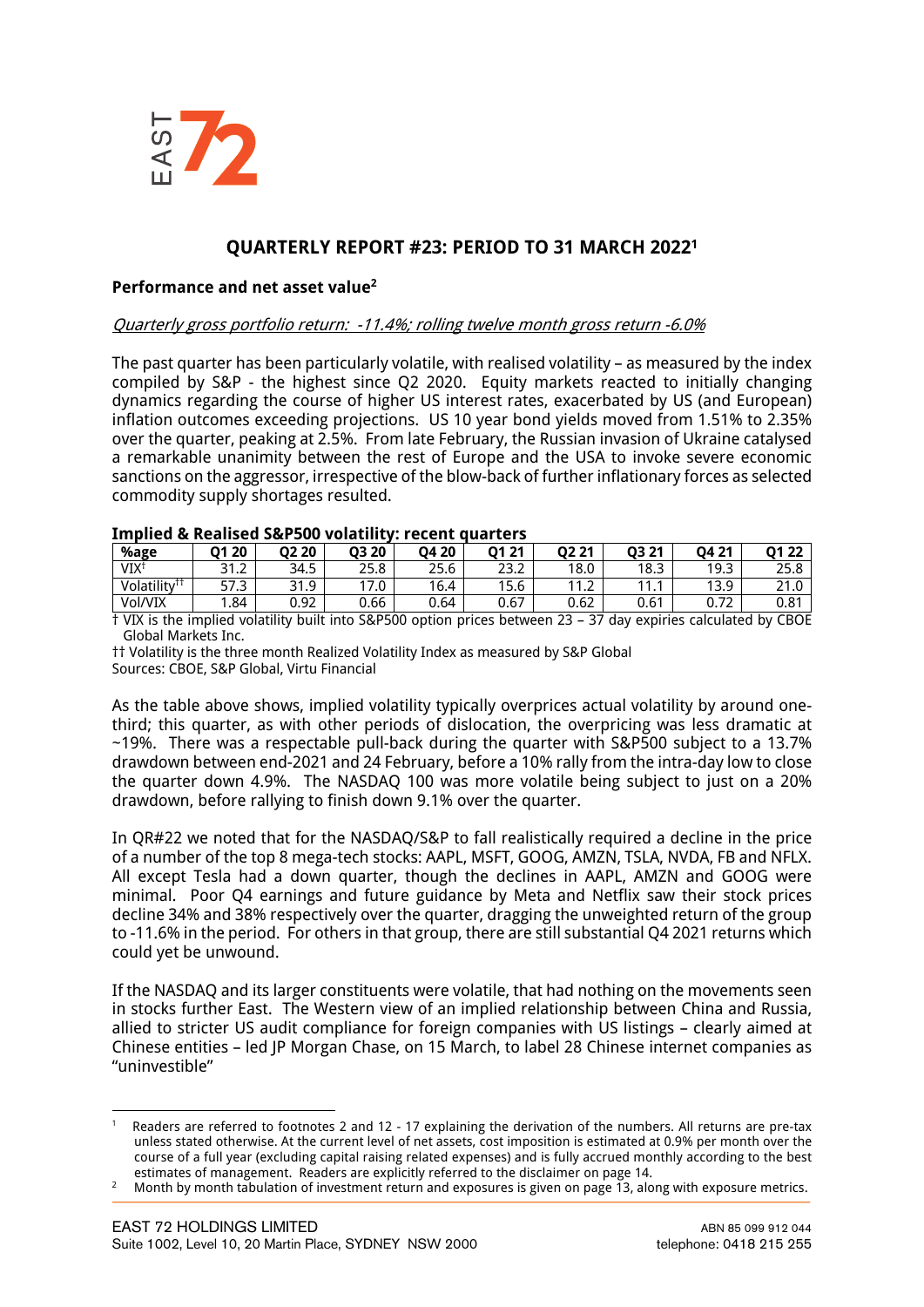# QUARTERLY REPORT #23: PERIOD TO 31 MARCH 2022[1]

## Performance and net asset value[2]

*Quarterly gross portfolio return: -11.4%; rolling twelve month gross return -6.0%*

The past quarter has been particularly volatile, with realised volatility – as measured by the index compiled by S&P - the highest since Q2 2020. Equity markets reacted to initially changing dynamics regarding the course of higher US interest rates, exacerbated by US (and European) inflation outcomes exceeding projections. US 10 year bond yields moved from 1.51% to 2.35% over the quarter, peaking at 2.5%. From late February, the Russian invasion of Ukraine catalysed a remarkable unanimity between the rest of Europe and the USA to invoke severe economic sanctions on the aggressor, irrespective of the blow-back of further inflationary forces as selected commodity supply shortages resulted.

**Implied & Realised S&P500 volatility: recent quarters**

| %age | Q1 20 | Q2 20 | Q3 20 | Q4 20 | Q1 21 | Q2 21 | Q3 21 | Q4 21 | Q1 22 |
|---|---|---|---|---|---|---|---|---|---|
| VIX† | 31.2 | 34.5 | 25.8 | 25.6 | 23.2 | 18.0 | 18.3 | 19.3 | 25.8 |
| Volatility†† | 57.3 | 31.9 | 17.0 | 16.4 | 15.6 | 11.2 | 11.1 | 13.9 | 21.0 |
| Vol/VIX | 1.84 | 0.92 | 0.66 | 0.64 | 0.67 | 0.62 | 0.61 | 0.72 | 0.81 |

† VIX is the implied volatility built into S&P500 option prices between 23 – 37 day expiries calculated by CBOE Global Markets Inc.

†† Volatility is the three month Realized Volatility Index as measured by S&P Global

Sources: CBOE, S&P Global, Virtu Financial

As the table above shows, implied volatility typically overprices actual volatility by around one-third; this quarter, as with other periods of dislocation, the overpricing was less dramatic at ~19%. There was a respectable pull-back during the quarter with S&P500 subject to a 13.7% drawdown between end-2021 and 24 February, before a 10% rally from the intra-day low to close the quarter down 4.9%. The NASDAQ 100 was more volatile being subject to just on a 20% drawdown, before rallying to finish down 9.1% over the quarter.

In QR#22 we noted that for the NASDAQ/S&P to fall realistically required a decline in the price of a number of the top 8 mega-tech stocks: AAPL, MSFT, GOOG, AMZN, TSLA, NVDA, FB and NFLX. All except Tesla had a down quarter, though the declines in AAPL, AMZN and GOOG were minimal. Poor Q4 earnings and future guidance by Meta and Netflix saw their stock prices decline 34% and 38% respectively over the quarter, dragging the unweighted return of the group to -11.6% in the period. For others in that group, there are still substantial Q4 2021 returns which could yet be unwound.

If the NASDAQ and its larger constituents were volatile, that had nothing on the movements seen in stocks further East. The Western view of an implied relationship between China and Russia, allied to stricter US audit compliance for foreign companies with US listings – clearly aimed at Chinese entities – led JP Morgan Chase, on 15 March, to label 28 Chinese internet companies as "uninvestible"

---

[1] Readers are referred to footnotes 2 and 12 - 17 explaining the derivation of the numbers. All returns are pre-tax unless stated otherwise. At the current level of net assets, cost imposition is estimated at 0.9% per month over the course of a full year (excluding capital raising related expenses) and is fully accrued monthly according to the best estimates of management. Readers are explicitly referred to the disclaimer on page 14.

[2] Month by month tabulation of investment return and exposures is given on page 13, along with exposure metrics.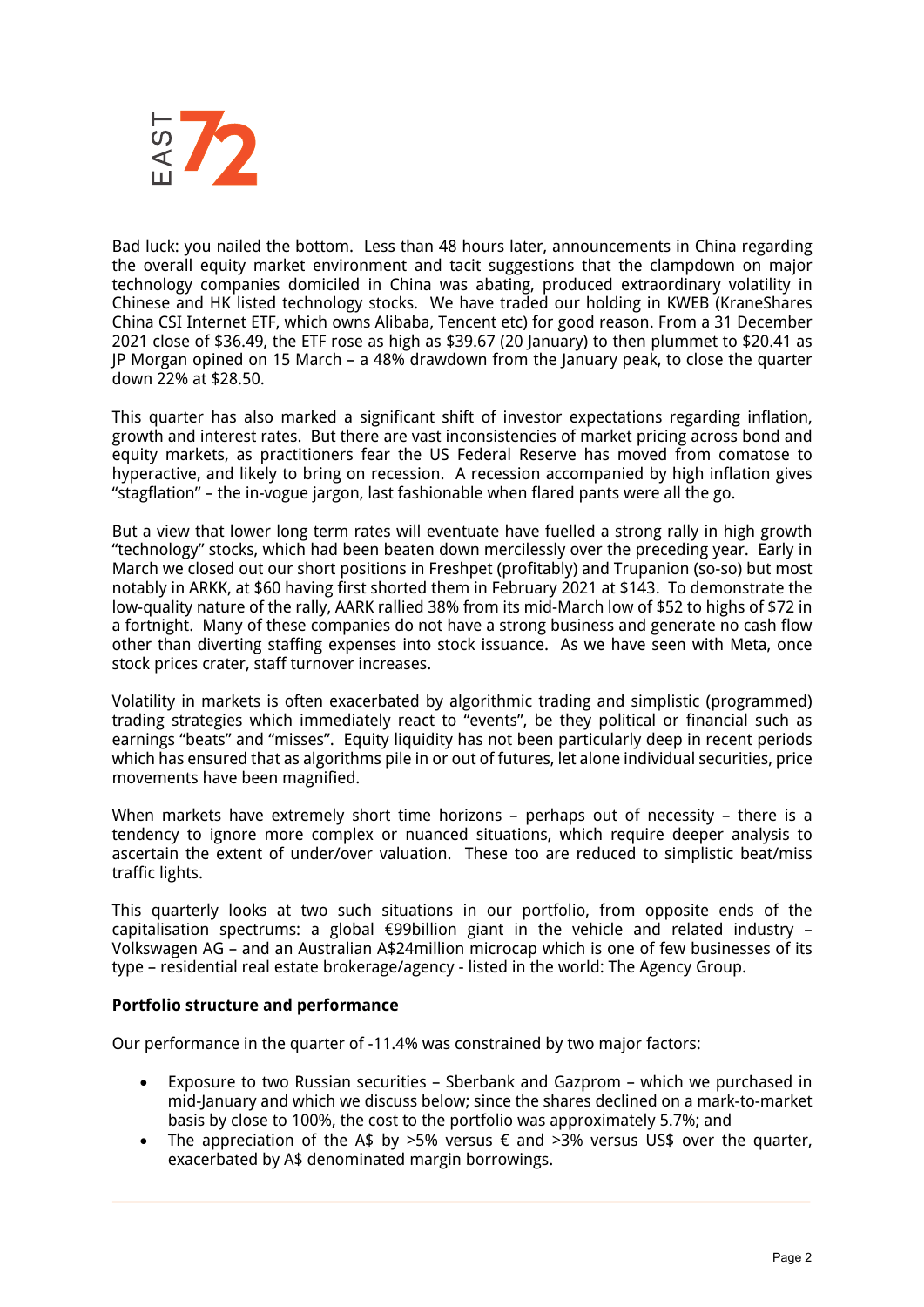Bad luck: you nailed the bottom. Less than 48 hours later, announcements in China regarding the overall equity market environment and tacit suggestions that the clampdown on major technology companies domiciled in China was abating, produced extraordinary volatility in Chinese and HK listed technology stocks. We have traded our holding in KWEB (KraneShares China CSI Internet ETF, which owns Alibaba, Tencent etc) for good reason. From a 31 December 2021 close of $36.49, the ETF rose as high as $39.67 (20 January) to then plummet to $20.41 as JP Morgan opined on 15 March – a 48% drawdown from the January peak, to close the quarter down 22% at $28.50.

This quarter has also marked a significant shift of investor expectations regarding inflation, growth and interest rates. But there are vast inconsistencies of market pricing across bond and equity markets, as practitioners fear the US Federal Reserve has moved from comatose to hyperactive, and likely to bring on recession. A recession accompanied by high inflation gives "stagflation" – the in-vogue jargon, last fashionable when flared pants were all the go.

But a view that lower long term rates will eventuate have fuelled a strong rally in high growth "technology" stocks, which had been beaten down mercilessly over the preceding year. Early in March we closed out our short positions in Freshpet (profitably) and Trupanion (so-so) but most notably in ARKK, at $60 having first shorted them in February 2021 at $143. To demonstrate the low-quality nature of the rally, AARK rallied 38% from its mid-March low of $52 to highs of $72 in a fortnight. Many of these companies do not have a strong business and generate no cash flow other than diverting staffing expenses into stock issuance. As we have seen with Meta, once stock prices crater, staff turnover increases.

Volatility in markets is often exacerbated by algorithmic trading and simplistic (programmed) trading strategies which immediately react to "events", be they political or financial such as earnings "beats" and "misses". Equity liquidity has not been particularly deep in recent periods which has ensured that as algorithms pile in or out of futures, let alone individual securities, price movements have been magnified.

When markets have extremely short time horizons – perhaps out of necessity – there is a tendency to ignore more complex or nuanced situations, which require deeper analysis to ascertain the extent of under/over valuation. These too are reduced to simplistic beat/miss traffic lights.

This quarterly looks at two such situations in our portfolio, from opposite ends of the capitalisation spectrums: a global €99billion giant in the vehicle and related industry – Volkswagen AG – and an Australian A$24million microcap which is one of few businesses of its type – residential real estate brokerage/agency - listed in the world: The Agency Group.

**Portfolio structure and performance**

Our performance in the quarter of -11.4% was constrained by two major factors:

- Exposure to two Russian securities – Sberbank and Gazprom – which we purchased in mid-January and which we discuss below; since the shares declined on a mark-to-market basis by close to 100%, the cost to the portfolio was approximately 5.7%; and
- The appreciation of the A$ by >5% versus € and >3% versus US$ over the quarter, exacerbated by A$ denominated margin borrowings.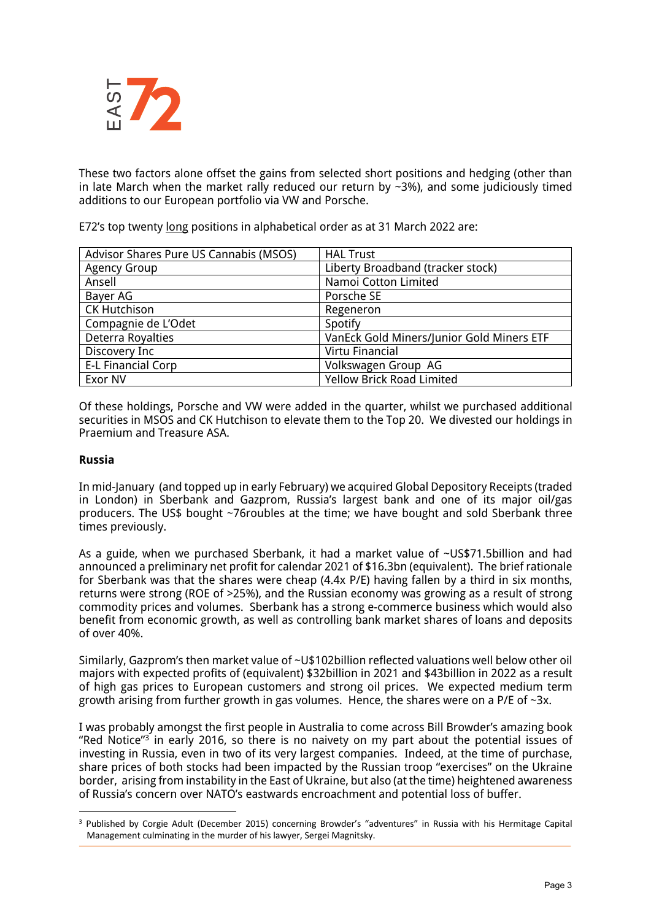These two factors alone offset the gains from selected short positions and hedging (other than in late March when the market rally reduced our return by ~3%), and some judiciously timed additions to our European portfolio via VW and Porsche.

E72's top twenty long positions in alphabetical order as at 31 March 2022 are:

| | |
|---|---|
| Advisor Shares Pure US Cannabis (MSOS) | HAL Trust |
| Agency Group | Liberty Broadband (tracker stock) |
| Ansell | Namoi Cotton Limited |
| Bayer AG | Porsche SE |
| CK Hutchison | Regeneron |
| Compagnie de L'Odet | Spotify |
| Deterra Royalties | VanEck Gold Miners/Junior Gold Miners ETF |
| Discovery Inc | Virtu Financial |
| E-L Financial Corp | Volkswagen Group AG |
| Exor NV | Yellow Brick Road Limited |

Of these holdings, Porsche and VW were added in the quarter, whilst we purchased additional securities in MSOS and CK Hutchison to elevate them to the Top 20. We divested our holdings in Praemium and Treasure ASA.

**Russia**

In mid-January (and topped up in early February) we acquired Global Depository Receipts (traded in London) in Sberbank and Gazprom, Russia's largest bank and one of its major oil/gas producers. The US$ bought ~76roubles at the time; we have bought and sold Sberbank three times previously.

As a guide, when we purchased Sberbank, it had a market value of ~US$71.5billion and had announced a preliminary net profit for calendar 2021 of $16.3bn (equivalent). The brief rationale for Sberbank was that the shares were cheap (4.4x P/E) having fallen by a third in six months, returns were strong (ROE of >25%), and the Russian economy was growing as a result of strong commodity prices and volumes. Sberbank has a strong e-commerce business which would also benefit from economic growth, as well as controlling bank market shares of loans and deposits of over 40%.

Similarly, Gazprom's then market value of ~U$102billion reflected valuations well below other oil majors with expected profits of (equivalent) $32billion in 2021 and $43billion in 2022 as a result of high gas prices to European customers and strong oil prices. We expected medium term growth arising from further growth in gas volumes. Hence, the shares were on a P/E of ~3x.

I was probably amongst the first people in Australia to come across Bill Browder's amazing book "Red Notice"[3] in early 2016, so there is no naivety on my part about the potential issues of investing in Russia, even in two of its very largest companies. Indeed, at the time of purchase, share prices of both stocks had been impacted by the Russian troop "exercises" on the Ukraine border, arising from instability in the East of Ukraine, but also (at the time) heightened awareness of Russia's concern over NATO's eastwards encroachment and potential loss of buffer.

[3] Published by Corgie Adult (December 2015) concerning Browder's "adventures" in Russia with his Hermitage Capital Management culminating in the murder of his lawyer, Sergei Magnitsky.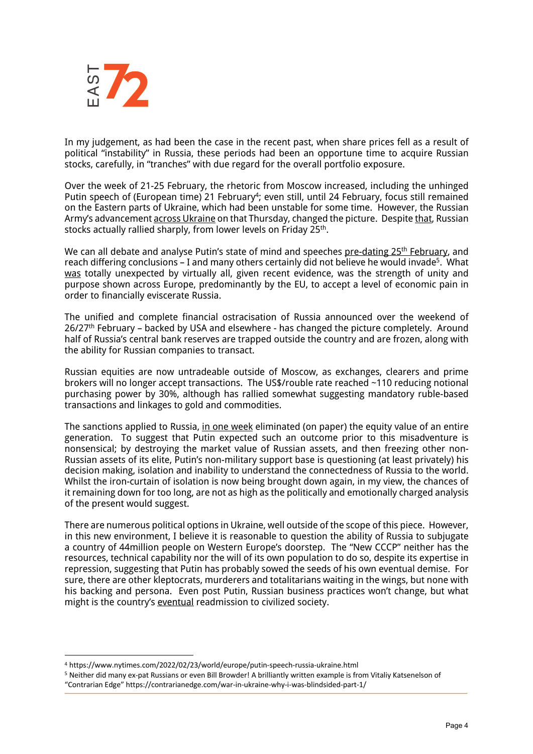In my judgement, as had been the case in the recent past, when share prices fell as a result of political "instability" in Russia, these periods had been an opportune time to acquire Russian stocks, carefully, in "tranches" with due regard for the overall portfolio exposure.

Over the week of 21-25 February, the rhetoric from Moscow increased, including the unhinged Putin speech of (European time) 21 February[4]; even still, until 24 February, focus still remained on the Eastern parts of Ukraine, which had been unstable for some time. However, the Russian Army's advancement across Ukraine on that Thursday, changed the picture. Despite that, Russian stocks actually rallied sharply, from lower levels on Friday 25th.

We can all debate and analyse Putin's state of mind and speeches pre-dating 25th February, and reach differing conclusions – I and many others certainly did not believe he would invade[5]. What was totally unexpected by virtually all, given recent evidence, was the strength of unity and purpose shown across Europe, predominantly by the EU, to accept a level of economic pain in order to financially eviscerate Russia.

The unified and complete financial ostracisation of Russia announced over the weekend of 26/27th February – backed by USA and elsewhere - has changed the picture completely. Around half of Russia's central bank reserves are trapped outside the country and are frozen, along with the ability for Russian companies to transact.

Russian equities are now untradeable outside of Moscow, as exchanges, clearers and prime brokers will no longer accept transactions. The US$/rouble rate reached ~110 reducing notional purchasing power by 30%, although has rallied somewhat suggesting mandatory ruble-based transactions and linkages to gold and commodities.

The sanctions applied to Russia, in one week eliminated (on paper) the equity value of an entire generation. To suggest that Putin expected such an outcome prior to this misadventure is nonsensical; by destroying the market value of Russian assets, and then freezing other non-Russian assets of its elite, Putin's non-military support base is questioning (at least privately) his decision making, isolation and inability to understand the connectedness of Russia to the world. Whilst the iron-curtain of isolation is now being brought down again, in my view, the chances of it remaining down for too long, are not as high as the politically and emotionally charged analysis of the present would suggest.

There are numerous political options in Ukraine, well outside of the scope of this piece. However, in this new environment, I believe it is reasonable to question the ability of Russia to subjugate a country of 44million people on Western Europe's doorstep. The "New CCCP" neither has the resources, technical capability nor the will of its own population to do so, despite its expertise in repression, suggesting that Putin has probably sowed the seeds of his own eventual demise. For sure, there are other kleptocrats, murderers and totalitarians waiting in the wings, but none with his backing and persona. Even post Putin, Russian business practices won't change, but what might is the country's eventual readmission to civilized society.

---

[4] https://www.nytimes.com/2022/02/23/world/europe/putin-speech-russia-ukraine.html

[5] Neither did many ex-pat Russians or even Bill Browder! A brilliantly written example is from Vitaliy Katsenelson of "Contrarian Edge" https://contrarianedge.com/war-in-ukraine-why-i-was-blindsided-part-1/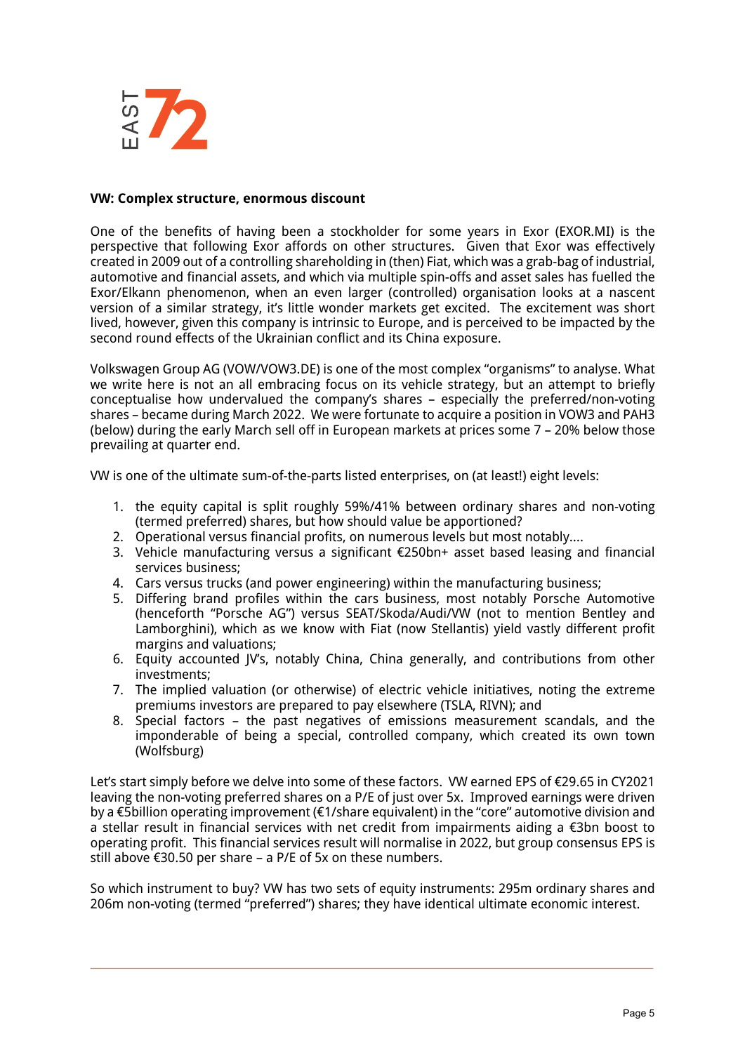**VW: Complex structure, enormous discount**

One of the benefits of having been a stockholder for some years in Exor (EXOR.MI) is the perspective that following Exor affords on other structures. Given that Exor was effectively created in 2009 out of a controlling shareholding in (then) Fiat, which was a grab-bag of industrial, automotive and financial assets, and which via multiple spin-offs and asset sales has fuelled the Exor/Elkann phenomenon, when an even larger (controlled) organisation looks at a nascent version of a similar strategy, it's little wonder markets get excited. The excitement was short lived, however, given this company is intrinsic to Europe, and is perceived to be impacted by the second round effects of the Ukrainian conflict and its China exposure.

Volkswagen Group AG (VOW/VOW3.DE) is one of the most complex "organisms" to analyse. What we write here is not an all embracing focus on its vehicle strategy, but an attempt to briefly conceptualise how undervalued the company's shares – especially the preferred/non-voting shares – became during March 2022. We were fortunate to acquire a position in VOW3 and PAH3 (below) during the early March sell off in European markets at prices some 7 – 20% below those prevailing at quarter end.

VW is one of the ultimate sum-of-the-parts listed enterprises, on (at least!) eight levels:

1. the equity capital is split roughly 59%/41% between ordinary shares and non-voting (termed preferred) shares, but how should value be apportioned?
2. Operational versus financial profits, on numerous levels but most notably....
3. Vehicle manufacturing versus a significant €250bn+ asset based leasing and financial services business;
4. Cars versus trucks (and power engineering) within the manufacturing business;
5. Differing brand profiles within the cars business, most notably Porsche Automotive (henceforth "Porsche AG") versus SEAT/Skoda/Audi/VW (not to mention Bentley and Lamborghini), which as we know with Fiat (now Stellantis) yield vastly different profit margins and valuations;
6. Equity accounted JV's, notably China, China generally, and contributions from other investments;
7. The implied valuation (or otherwise) of electric vehicle initiatives, noting the extreme premiums investors are prepared to pay elsewhere (TSLA, RIVN); and
8. Special factors – the past negatives of emissions measurement scandals, and the imponderable of being a special, controlled company, which created its own town (Wolfsburg)

Let's start simply before we delve into some of these factors. VW earned EPS of €29.65 in CY2021 leaving the non-voting preferred shares on a P/E of just over 5x. Improved earnings were driven by a €5billion operating improvement (€1/share equivalent) in the "core" automotive division and a stellar result in financial services with net credit from impairments aiding a €3bn boost to operating profit. This financial services result will normalise in 2022, but group consensus EPS is still above €30.50 per share – a P/E of 5x on these numbers.

So which instrument to buy? VW has two sets of equity instruments: 295m ordinary shares and 206m non-voting (termed "preferred") shares; they have identical ultimate economic interest.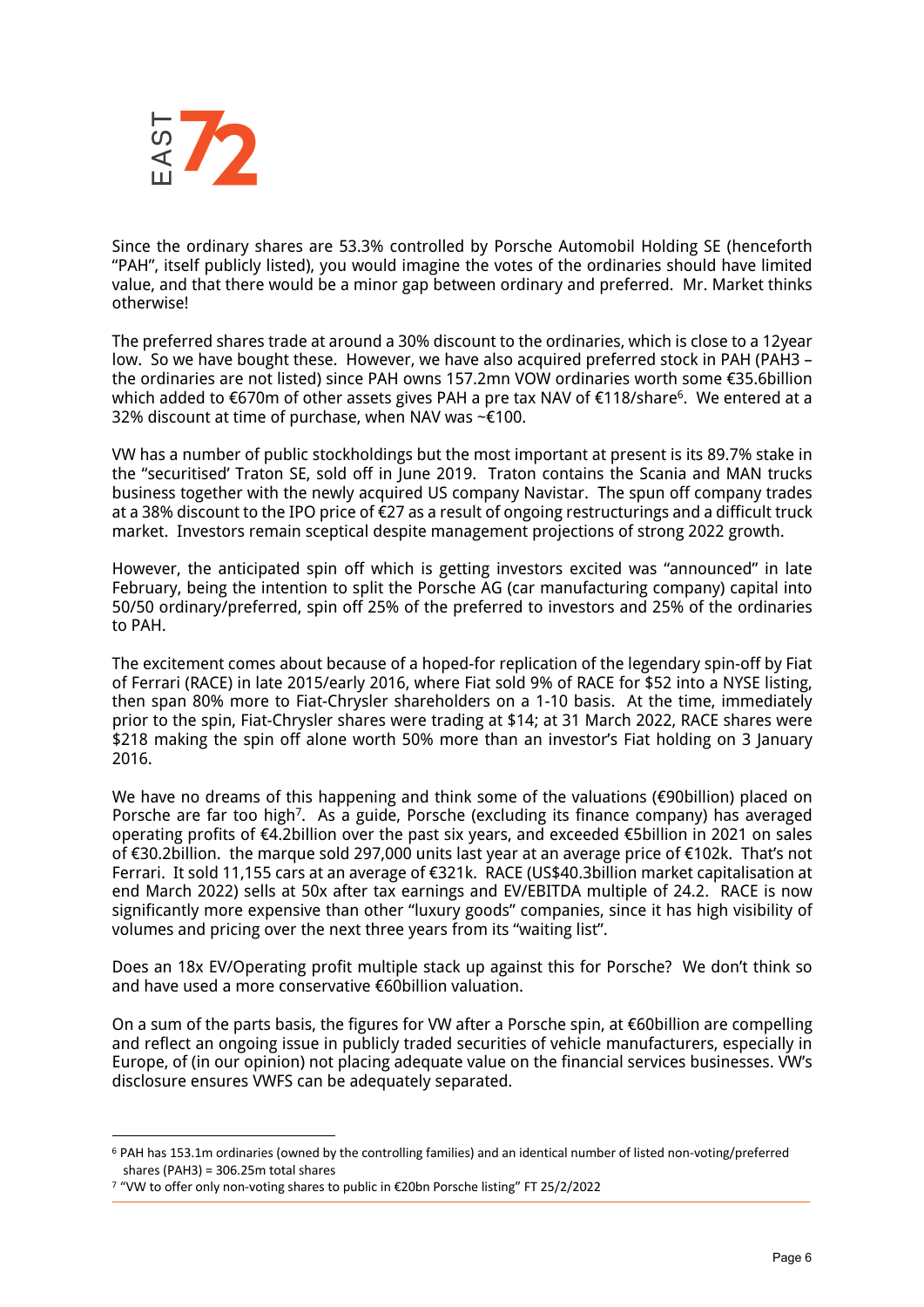Since the ordinary shares are 53.3% controlled by Porsche Automobil Holding SE (henceforth "PAH", itself publicly listed), you would imagine the votes of the ordinaries should have limited value, and that there would be a minor gap between ordinary and preferred. Mr. Market thinks otherwise!

The preferred shares trade at around a 30% discount to the ordinaries, which is close to a 12year low. So we have bought these. However, we have also acquired preferred stock in PAH (PAH3 – the ordinaries are not listed) since PAH owns 157.2mn VOW ordinaries worth some €35.6billion which added to €670m of other assets gives PAH a pre tax NAV of €118/share[6]. We entered at a 32% discount at time of purchase, when NAV was ~€100.

VW has a number of public stockholdings but the most important at present is its 89.7% stake in the "securitised' Traton SE, sold off in June 2019. Traton contains the Scania and MAN trucks business together with the newly acquired US company Navistar. The spun off company trades at a 38% discount to the IPO price of €27 as a result of ongoing restructurings and a difficult truck market. Investors remain sceptical despite management projections of strong 2022 growth.

However, the anticipated spin off which is getting investors excited was "announced" in late February, being the intention to split the Porsche AG (car manufacturing company) capital into 50/50 ordinary/preferred, spin off 25% of the preferred to investors and 25% of the ordinaries to PAH.

The excitement comes about because of a hoped-for replication of the legendary spin-off by Fiat of Ferrari (RACE) in late 2015/early 2016, where Fiat sold 9% of RACE for $52 into a NYSE listing, then span 80% more to Fiat-Chrysler shareholders on a 1-10 basis. At the time, immediately prior to the spin, Fiat-Chrysler shares were trading at $14; at 31 March 2022, RACE shares were $218 making the spin off alone worth 50% more than an investor's Fiat holding on 3 January 2016.

We have no dreams of this happening and think some of the valuations (€90billion) placed on Porsche are far too high[7]. As a guide, Porsche (excluding its finance company) has averaged operating profits of €4.2billion over the past six years, and exceeded €5billion in 2021 on sales of €30.2billion. the marque sold 297,000 units last year at an average price of €102k. That's not Ferrari. It sold 11,155 cars at an average of €321k. RACE (US$40.3billion market capitalisation at end March 2022) sells at 50x after tax earnings and EV/EBITDA multiple of 24.2. RACE is now significantly more expensive than other "luxury goods" companies, since it has high visibility of volumes and pricing over the next three years from its "waiting list".

Does an 18x EV/Operating profit multiple stack up against this for Porsche? We don't think so and have used a more conservative €60billion valuation.

On a sum of the parts basis, the figures for VW after a Porsche spin, at €60billion are compelling and reflect an ongoing issue in publicly traded securities of vehicle manufacturers, especially in Europe, of (in our opinion) not placing adequate value on the financial services businesses. VW's disclosure ensures VWFS can be adequately separated.

---

[6] PAH has 153.1m ordinaries (owned by the controlling families) and an identical number of listed non-voting/preferred shares (PAH3) = 306.25m total shares

[7] "VW to offer only non-voting shares to public in €20bn Porsche listing" FT 25/2/2022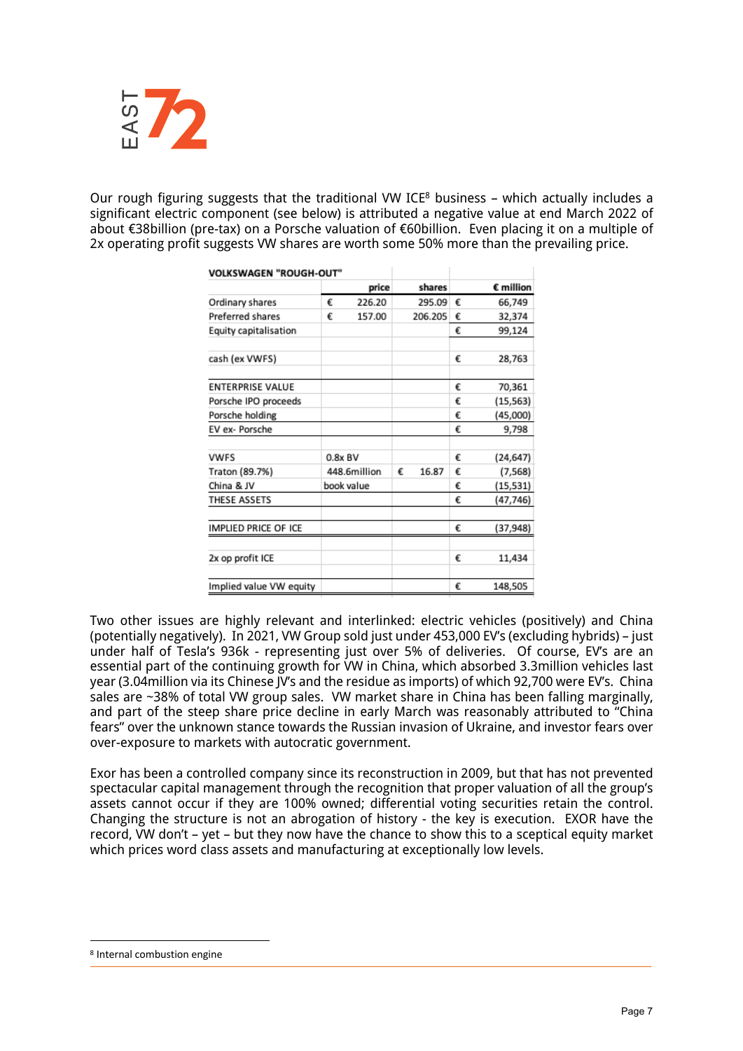Our rough figuring suggests that the traditional VW ICE[8] business – which actually includes a significant electric component (see below) is attributed a negative value at end March 2022 of about €38billion (pre-tax) on a Porsche valuation of €60billion. Even placing it on a multiple of 2x operating profit suggests VW shares are worth some 50% more than the prevailing price.

| VOLKSWAGEN "ROUGH-OUT" | | | | | |
|---|---|---|---|---|---|
| | | price | shares | | € million |
| Ordinary shares | € | 226.20 | 295.09 | € | 66,749 |
| Preferred shares | € | 157.00 | 206.205 | € | 32,374 |
| Equity capitalisation | | | | € | 99,124 |
| | | | | | |
| cash (ex VWFS) | | | | € | 28,763 |
| | | | | | |
| ENTERPRISE VALUE | | | | € | 70,361 |
| Porsche IPO proceeds | | | | € | (15,563) |
| Porsche holding | | | | € | (45,000) |
| EV ex- Porsche | | | | € | 9,798 |
| | | | | | |
| VWFS | 0.8x BV | | | € | (24,647) |
| Traton (89.7%) | 448.6million | € | 16.87 | € | (7,568) |
| China & JV | book value | | | € | (15,531) |
| THESE ASSETS | | | | € | (47,746) |
| | | | | | |
| IMPLIED PRICE OF ICE | | | | € | (37,948) |
| | | | | | |
| 2x op profit ICE | | | | € | 11,434 |
| | | | | | |
| Implied value VW equity | | | | € | 148,505 |

Two other issues are highly relevant and interlinked: electric vehicles (positively) and China (potentially negatively). In 2021, VW Group sold just under 453,000 EV's (excluding hybrids) – just under half of Tesla's 936k - representing just over 5% of deliveries. Of course, EV's are an essential part of the continuing growth for VW in China, which absorbed 3.3million vehicles last year (3.04million via its Chinese JV's and the residue as imports) of which 92,700 were EV's. China sales are ~38% of total VW group sales. VW market share in China has been falling marginally, and part of the steep share price decline in early March was reasonably attributed to "China fears" over the unknown stance towards the Russian invasion of Ukraine, and investor fears over over-exposure to markets with autocratic government.

Exor has been a controlled company since its reconstruction in 2009, but that has not prevented spectacular capital management through the recognition that proper valuation of all the group's assets cannot occur if they are 100% owned; differential voting securities retain the control. Changing the structure is not an abrogation of history - the key is execution. EXOR have the record, VW don't – yet – but they now have the chance to show this to a sceptical equity market which prices word class assets and manufacturing at exceptionally low levels.

[8] Internal combustion engine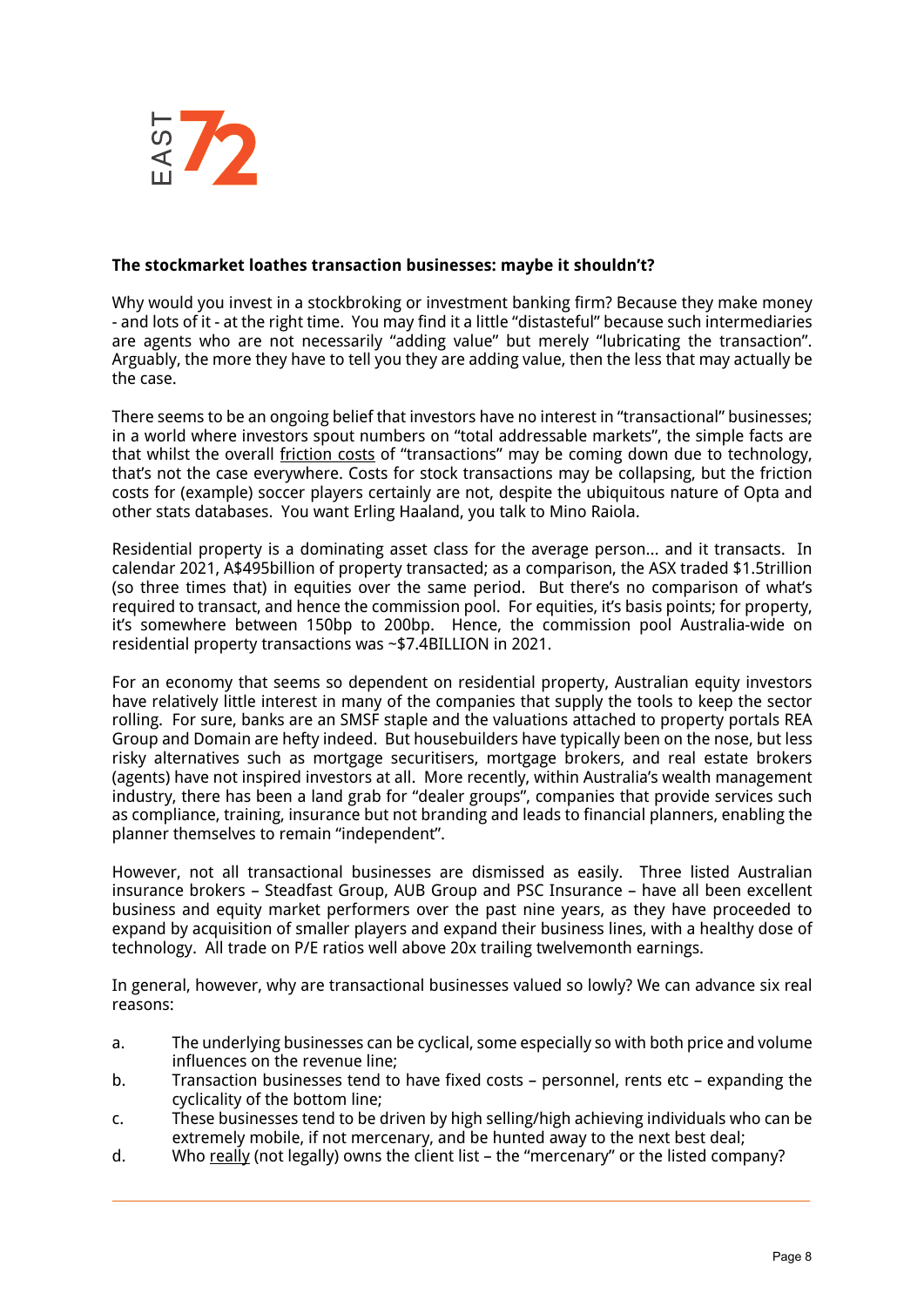**The stockmarket loathes transaction businesses: maybe it shouldn't?**

Why would you invest in a stockbroking or investment banking firm? Because they make money - and lots of it - at the right time. You may find it a little "distasteful" because such intermediaries are agents who are not necessarily "adding value" but merely "lubricating the transaction". Arguably, the more they have to tell you they are adding value, then the less that may actually be the case.

There seems to be an ongoing belief that investors have no interest in "transactional" businesses; in a world where investors spout numbers on "total addressable markets", the simple facts are that whilst the overall friction costs of "transactions" may be coming down due to technology, that's not the case everywhere. Costs for stock transactions may be collapsing, but the friction costs for (example) soccer players certainly are not, despite the ubiquitous nature of Opta and other stats databases. You want Erling Haaland, you talk to Mino Raiola.

Residential property is a dominating asset class for the average person... and it transacts. In calendar 2021, A$495billion of property transacted; as a comparison, the ASX traded $1.5trillion (so three times that) in equities over the same period. But there's no comparison of what's required to transact, and hence the commission pool. For equities, it's basis points; for property, it's somewhere between 150bp to 200bp. Hence, the commission pool Australia-wide on residential property transactions was ~$7.4BILLION in 2021.

For an economy that seems so dependent on residential property, Australian equity investors have relatively little interest in many of the companies that supply the tools to keep the sector rolling. For sure, banks are an SMSF staple and the valuations attached to property portals REA Group and Domain are hefty indeed. But housebuilders have typically been on the nose, but less risky alternatives such as mortgage securitisers, mortgage brokers, and real estate brokers (agents) have not inspired investors at all. More recently, within Australia's wealth management industry, there has been a land grab for "dealer groups", companies that provide services such as compliance, training, insurance but not branding and leads to financial planners, enabling the planner themselves to remain "independent".

However, not all transactional businesses are dismissed as easily. Three listed Australian insurance brokers – Steadfast Group, AUB Group and PSC Insurance – have all been excellent business and equity market performers over the past nine years, as they have proceeded to expand by acquisition of smaller players and expand their business lines, with a healthy dose of technology. All trade on P/E ratios well above 20x trailing twelvemonth earnings.

In general, however, why are transactional businesses valued so lowly? We can advance six real reasons:

a. The underlying businesses can be cyclical, some especially so with both price and volume influences on the revenue line;
b. Transaction businesses tend to have fixed costs – personnel, rents etc – expanding the cyclicality of the bottom line;
c. These businesses tend to be driven by high selling/high achieving individuals who can be extremely mobile, if not mercenary, and be hunted away to the next best deal;
d. Who really (not legally) owns the client list – the "mercenary" or the listed company?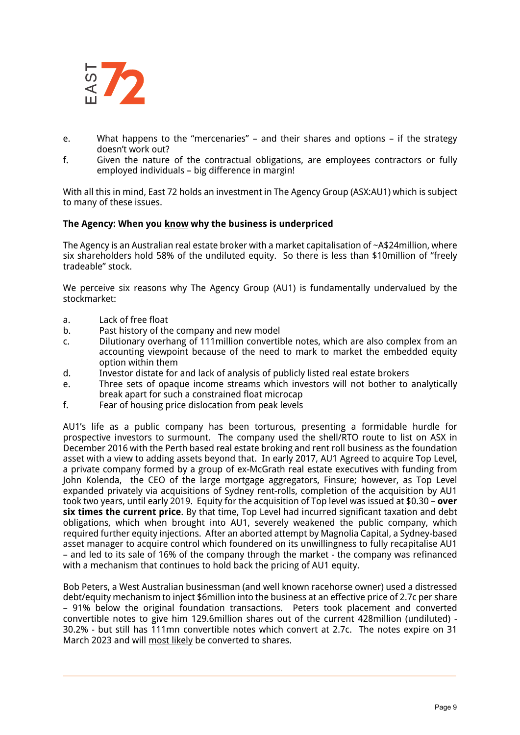e. What happens to the "mercenaries" – and their shares and options – if the strategy doesn't work out?

f. Given the nature of the contractual obligations, are employees contractors or fully employed individuals – big difference in margin!

With all this in mind, East 72 holds an investment in The Agency Group (ASX:AU1) which is subject to many of these issues.

**The Agency: When you <u>know</u> why the business is underpriced**

The Agency is an Australian real estate broker with a market capitalisation of ~A$24million, where six shareholders hold 58% of the undiluted equity. So there is less than $10million of "freely tradeable" stock.

We perceive six reasons why The Agency Group (AU1) is fundamentally undervalued by the stockmarket:

a. Lack of free float
b. Past history of the company and new model
c. Dilutionary overhang of 111million convertible notes, which are also complex from an accounting viewpoint because of the need to mark to market the embedded equity option within them
d. Investor distate for and lack of analysis of publicly listed real estate brokers
e. Three sets of opaque income streams which investors will not bother to analytically break apart for such a constrained float microcap
f. Fear of housing price dislocation from peak levels

AU1's life as a public company has been torturous, presenting a formidable hurdle for prospective investors to surmount. The company used the shell/RTO route to list on ASX in December 2016 with the Perth based real estate broking and rent roll business as the foundation asset with a view to adding assets beyond that. In early 2017, AU1 Agreed to acquire Top Level, a private company formed by a group of ex-McGrath real estate executives with funding from John Kolenda, the CEO of the large mortgage aggregators, Finsure; however, as Top Level expanded privately via acquisitions of Sydney rent-rolls, completion of the acquisition by AU1 took two years, until early 2019. Equity for the acquisition of Top level was issued at $0.30 – **over six times the current price**. By that time, Top Level had incurred significant taxation and debt obligations, which when brought into AU1, severely weakened the public company, which required further equity injections. After an aborted attempt by Magnolia Capital, a Sydney-based asset manager to acquire control which foundered on its unwillingness to fully recapitalise AU1 – and led to its sale of 16% of the company through the market - the company was refinanced with a mechanism that continues to hold back the pricing of AU1 equity.

Bob Peters, a West Australian businessman (and well known racehorse owner) used a distressed debt/equity mechanism to inject $6million into the business at an effective price of 2.7c per share – 91% below the original foundation transactions. Peters took placement and converted convertible notes to give him 129.6million shares out of the current 428million (undiluted) - 30.2% - but still has 111mn convertible notes which convert at 2.7c. The notes expire on 31 March 2023 and will <u>most likely</u> be converted to shares.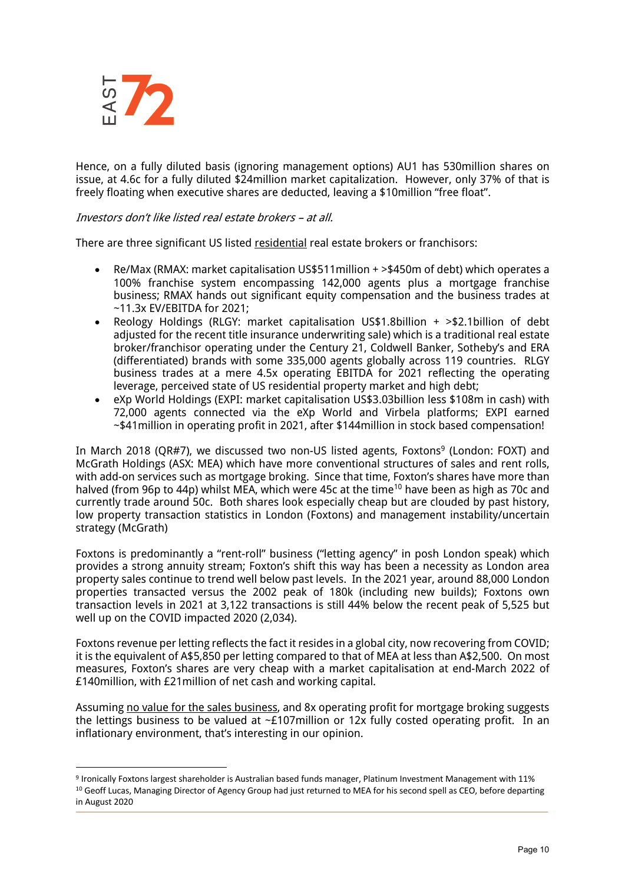Hence, on a fully diluted basis (ignoring management options) AU1 has 530million shares on issue, at 4.6c for a fully diluted $24million market capitalization. However, only 37% of that is freely floating when executive shares are deducted, leaving a $10million "free float".

*Investors don't like listed real estate brokers – at all.*

There are three significant US listed residential real estate brokers or franchisors:

- Re/Max (RMAX: market capitalisation US$511million + >$450m of debt) which operates a 100% franchise system encompassing 142,000 agents plus a mortgage franchise business; RMAX hands out significant equity compensation and the business trades at ~11.3x EV/EBITDA for 2021;
- Reology Holdings (RLGY: market capitalisation US$1.8billion + >$2.1billion of debt adjusted for the recent title insurance underwriting sale) which is a traditional real estate broker/franchisor operating under the Century 21, Coldwell Banker, Sotheby's and ERA (differentiated) brands with some 335,000 agents globally across 119 countries. RLGY business trades at a mere 4.5x operating EBITDA for 2021 reflecting the operating leverage, perceived state of US residential property market and high debt;
- eXp World Holdings (EXPI: market capitalisation US$3.03billion less $108m in cash) with 72,000 agents connected via the eXp World and Virbela platforms; EXPI earned ~$41million in operating profit in 2021, after $144million in stock based compensation!

In March 2018 (QR#7), we discussed two non-US listed agents, Foxtons[9] (London: FOXT) and McGrath Holdings (ASX: MEA) which have more conventional structures of sales and rent rolls, with add-on services such as mortgage broking. Since that time, Foxton's shares have more than halved (from 96p to 44p) whilst MEA, which were 45c at the time[10] have been as high as 70c and currently trade around 50c. Both shares look especially cheap but are clouded by past history, low property transaction statistics in London (Foxtons) and management instability/uncertain strategy (McGrath)

Foxtons is predominantly a "rent-roll" business ("letting agency" in posh London speak) which provides a strong annuity stream; Foxton's shift this way has been a necessity as London area property sales continue to trend well below past levels. In the 2021 year, around 88,000 London properties transacted versus the 2002 peak of 180k (including new builds); Foxtons own transaction levels in 2021 at 3,122 transactions is still 44% below the recent peak of 5,525 but well up on the COVID impacted 2020 (2,034).

Foxtons revenue per letting reflects the fact it resides in a global city, now recovering from COVID; it is the equivalent of A$5,850 per letting compared to that of MEA at less than A$2,500. On most measures, Foxton's shares are very cheap with a market capitalisation at end-March 2022 of £140million, with £21million of net cash and working capital.

Assuming no value for the sales business, and 8x operating profit for mortgage broking suggests the lettings business to be valued at ~£107million or 12x fully costed operating profit. In an inflationary environment, that's interesting in our opinion.

---

[9] Ironically Foxtons largest shareholder is Australian based funds manager, Platinum Investment Management with 11%

[10] Geoff Lucas, Managing Director of Agency Group had just returned to MEA for his second spell as CEO, before departing in August 2020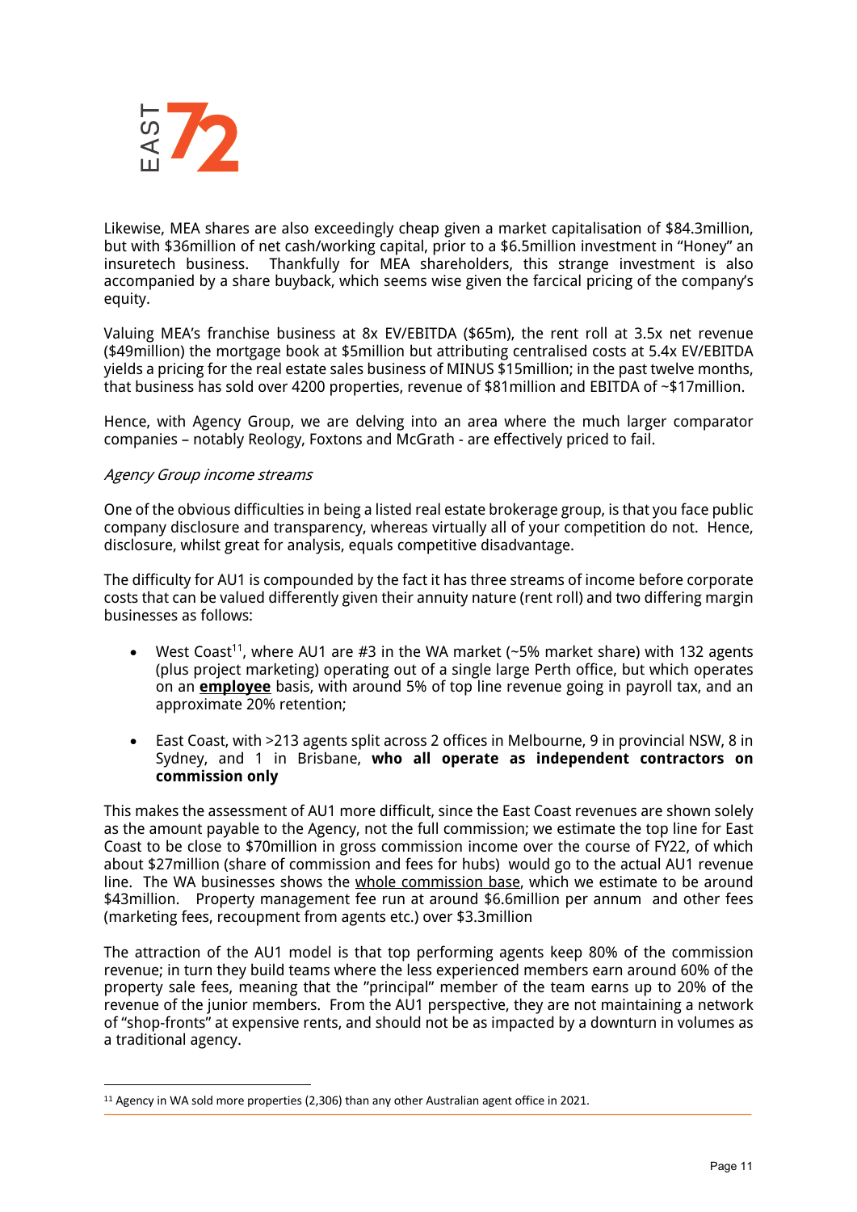Likewise, MEA shares are also exceedingly cheap given a market capitalisation of $84.3million, but with $36million of net cash/working capital, prior to a $6.5million investment in "Honey" an insuretech business. Thankfully for MEA shareholders, this strange investment is also accompanied by a share buyback, which seems wise given the farcical pricing of the company's equity.

Valuing MEA's franchise business at 8x EV/EBITDA ($65m), the rent roll at 3.5x net revenue ($49million) the mortgage book at $5million but attributing centralised costs at 5.4x EV/EBITDA yields a pricing for the real estate sales business of MINUS $15million; in the past twelve months, that business has sold over 4200 properties, revenue of $81million and EBITDA of ~$17million.

Hence, with Agency Group, we are delving into an area where the much larger comparator companies – notably Reology, Foxtons and McGrath - are effectively priced to fail.

*Agency Group income streams*

One of the obvious difficulties in being a listed real estate brokerage group, is that you face public company disclosure and transparency, whereas virtually all of your competition do not. Hence, disclosure, whilst great for analysis, equals competitive disadvantage.

The difficulty for AU1 is compounded by the fact it has three streams of income before corporate costs that can be valued differently given their annuity nature (rent roll) and two differing margin businesses as follows:

- West Coast[11], where AU1 are #3 in the WA market (~5% market share) with 132 agents (plus project marketing) operating out of a single large Perth office, but which operates on an **employee** basis, with around 5% of top line revenue going in payroll tax, and an approximate 20% retention;
- East Coast, with >213 agents split across 2 offices in Melbourne, 9 in provincial NSW, 8 in Sydney, and 1 in Brisbane, **who all operate as independent contractors on commission only**

This makes the assessment of AU1 more difficult, since the East Coast revenues are shown solely as the amount payable to the Agency, not the full commission; we estimate the top line for East Coast to be close to $70million in gross commission income over the course of FY22, of which about $27million (share of commission and fees for hubs) would go to the actual AU1 revenue line. The WA businesses shows the whole commission base, which we estimate to be around $43million. Property management fee run at around $6.6million per annum and other fees (marketing fees, recoupment from agents etc.) over $3.3million

The attraction of the AU1 model is that top performing agents keep 80% of the commission revenue; in turn they build teams where the less experienced members earn around 60% of the property sale fees, meaning that the "principal" member of the team earns up to 20% of the revenue of the junior members. From the AU1 perspective, they are not maintaining a network of "shop-fronts" at expensive rents, and should not be as impacted by a downturn in volumes as a traditional agency.

[11] Agency in WA sold more properties (2,306) than any other Australian agent office in 2021.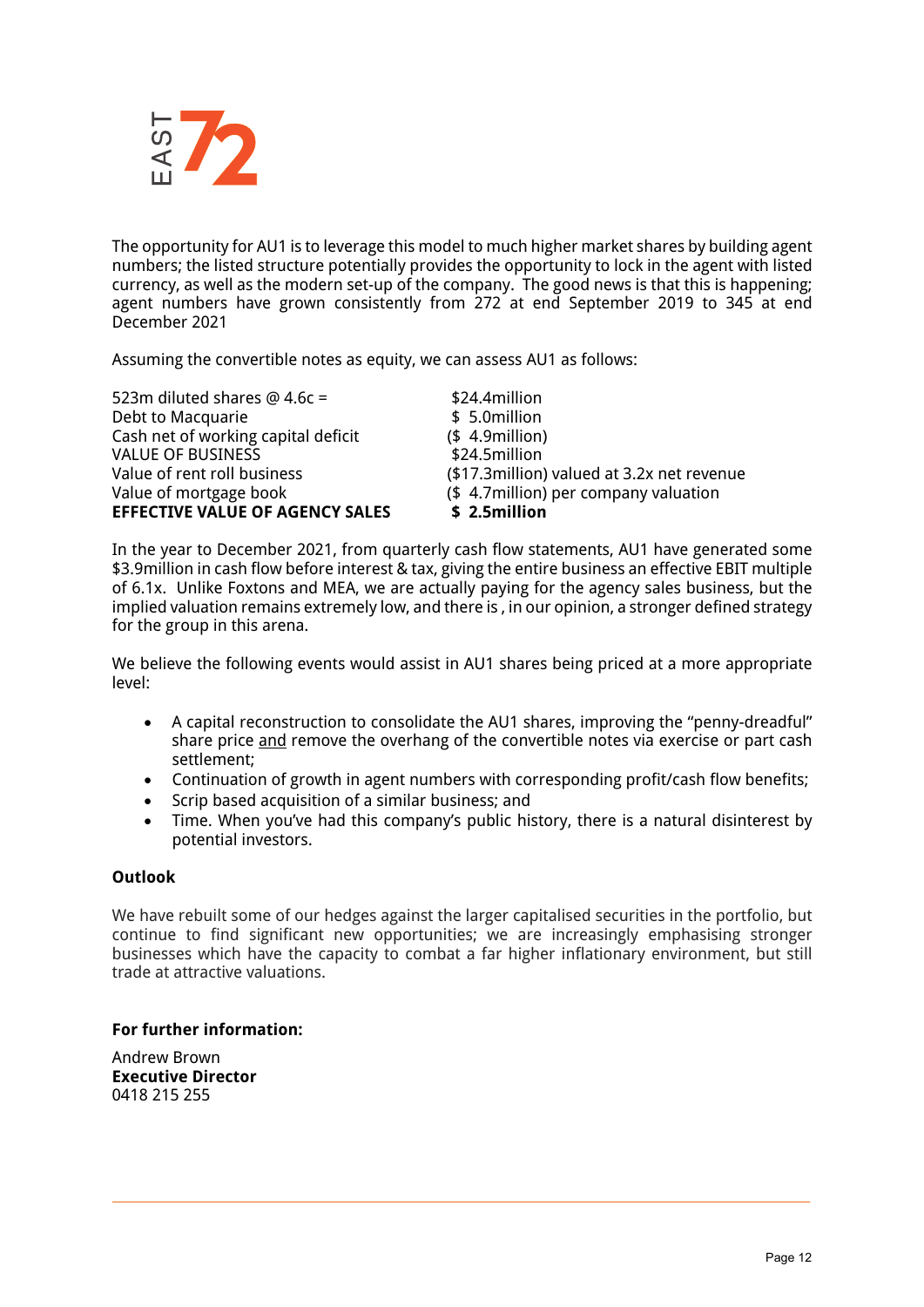The opportunity for AU1 is to leverage this model to much higher market shares by building agent numbers; the listed structure potentially provides the opportunity to lock in the agent with listed currency, as well as the modern set-up of the company. The good news is that this is happening; agent numbers have grown consistently from 272 at end September 2019 to 345 at end December 2021

Assuming the convertible notes as equity, we can assess AU1 as follows:

| | |
|---|---|
| 523m diluted shares @ 4.6c = | $24.4million |
| Debt to Macquarie | $ 5.0million |
| Cash net of working capital deficit | ($ 4.9million) |
| VALUE OF BUSINESS | $24.5million |
| Value of rent roll business | ($17.3million) valued at 3.2x net revenue |
| Value of mortgage book | ($ 4.7million) per company valuation |
| **EFFECTIVE VALUE OF AGENCY SALES** | **$ 2.5million** |

In the year to December 2021, from quarterly cash flow statements, AU1 have generated some $3.9million in cash flow before interest & tax, giving the entire business an effective EBIT multiple of 6.1x. Unlike Foxtons and MEA, we are actually paying for the agency sales business, but the implied valuation remains extremely low, and there is , in our opinion, a stronger defined strategy for the group in this arena.

We believe the following events would assist in AU1 shares being priced at a more appropriate level:

- A capital reconstruction to consolidate the AU1 shares, improving the "penny-dreadful" share price and remove the overhang of the convertible notes via exercise or part cash settlement;
- Continuation of growth in agent numbers with corresponding profit/cash flow benefits;
- Scrip based acquisition of a similar business; and
- Time. When you've had this company's public history, there is a natural disinterest by potential investors.

**Outlook**

We have rebuilt some of our hedges against the larger capitalised securities in the portfolio, but continue to find significant new opportunities; we are increasingly emphasising stronger businesses which have the capacity to combat a far higher inflationary environment, but still trade at attractive valuations.

**For further information:**

Andrew Brown
**Executive Director**
0418 215 255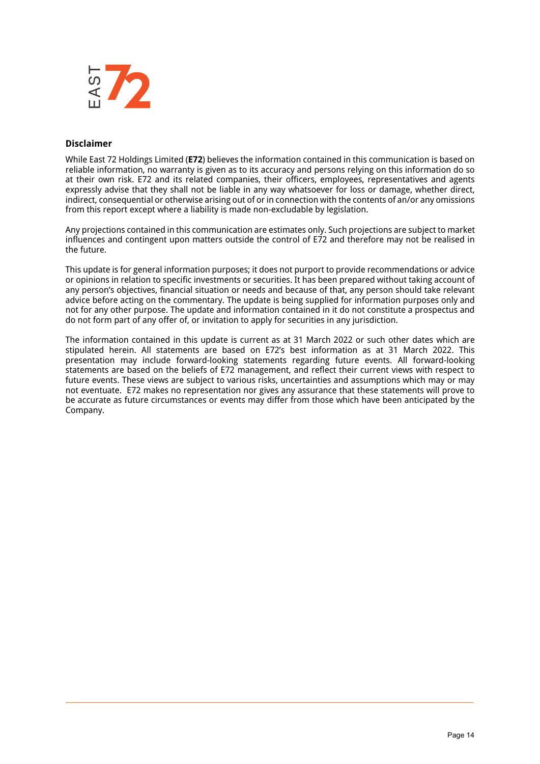## Disclaimer

While East 72 Holdings Limited (**E72**) believes the information contained in this communication is based on reliable information, no warranty is given as to its accuracy and persons relying on this information do so at their own risk. E72 and its related companies, their officers, employees, representatives and agents expressly advise that they shall not be liable in any way whatsoever for loss or damage, whether direct, indirect, consequential or otherwise arising out of or in connection with the contents of an/or any omissions from this report except where a liability is made non-excludable by legislation.

Any projections contained in this communication are estimates only. Such projections are subject to market influences and contingent upon matters outside the control of E72 and therefore may not be realised in the future.

This update is for general information purposes; it does not purport to provide recommendations or advice or opinions in relation to specific investments or securities. It has been prepared without taking account of any person's objectives, financial situation or needs and because of that, any person should take relevant advice before acting on the commentary. The update is being supplied for information purposes only and not for any other purpose. The update and information contained in it do not constitute a prospectus and do not form part of any offer of, or invitation to apply for securities in any jurisdiction.

The information contained in this update is current as at 31 March 2022 or such other dates which are stipulated herein. All statements are based on E72's best information as at 31 March 2022. This presentation may include forward-looking statements regarding future events. All forward-looking statements are based on the beliefs of E72 management, and reflect their current views with respect to future events. These views are subject to various risks, uncertainties and assumptions which may or may not eventuate. E72 makes no representation nor gives any assurance that these statements will prove to be accurate as future circumstances or events may differ from those which have been anticipated by the Company.